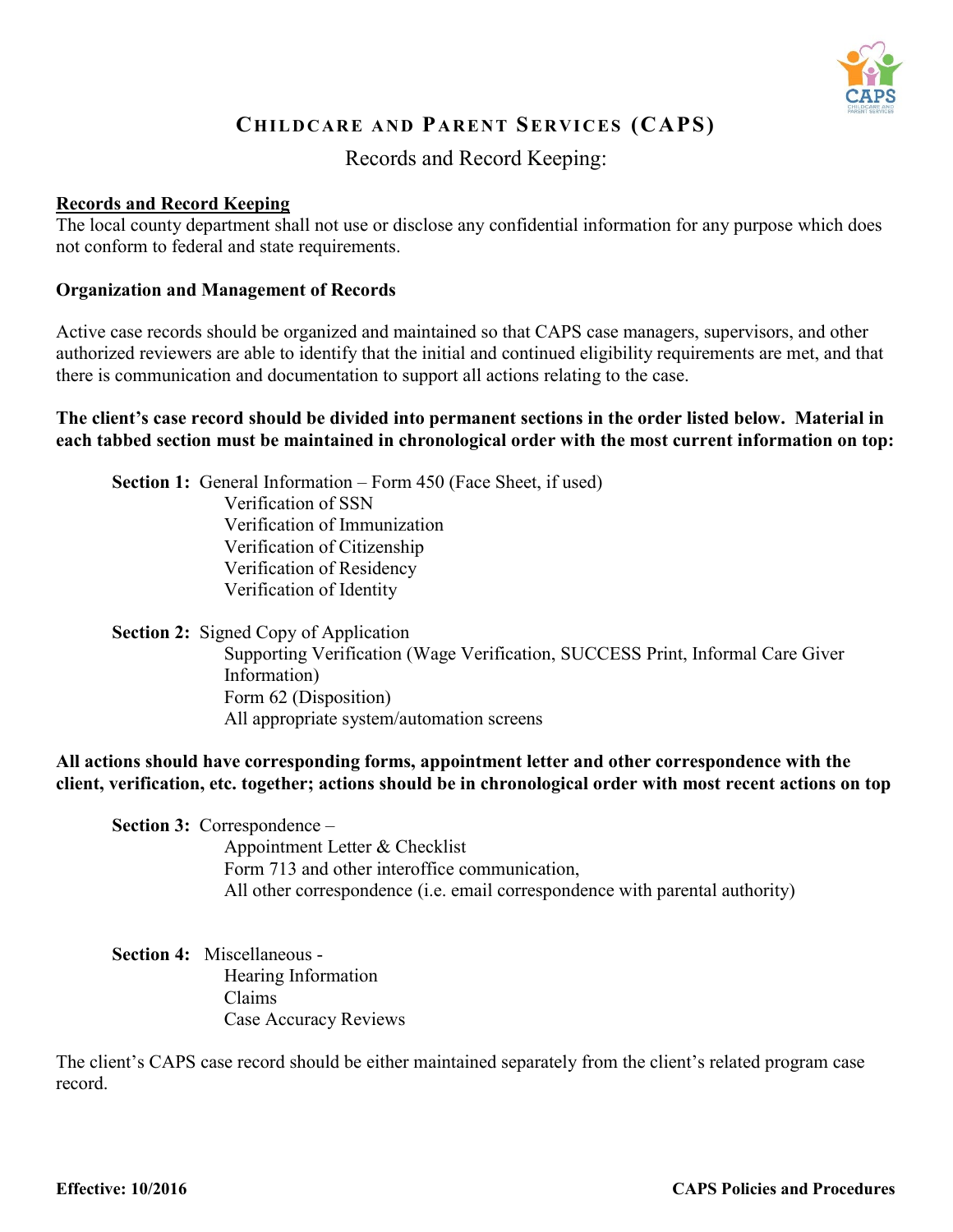# CHILDCARE AND PARENT SERVICES (CAPS)

Records and Record Keeping:

## Records and Record Keeping

The local county department shall not use or disclose any confidential information for any purpose which does not conform to federal and state requirements.

### Organization and Management of Records

Active case records should be organized and maintained so that CAPS case managers, supervisors, and other authorized reviewers are able to identify that the initial and continued eligibility requirements are met, and that there is communication and documentation to support all actions relating to the case.

**The client's case record should be divided into permanent sections in the order listed below. Material in each tabbed section must be maintained in chronological order with the most current information on top:**

**Section 1:** General Information – Form 450 (Face Sheet, if used)
- Verification of SSN
- Verification of Immunization
- Verification of Citizenship
- Verification of Residency
- Verification of Identity

**Section 2:** Signed Copy of Application
- Supporting Verification (Wage Verification, SUCCESS Print, Informal Care Giver Information)
- Form 62 (Disposition)
- All appropriate system/automation screens

**All actions should have corresponding forms, appointment letter and other correspondence with the client, verification, etc. together; actions should be in chronological order with most recent actions on top**

**Section 3:** Correspondence –
- Appointment Letter & Checklist
- Form 713 and other interoffice communication,
- All other correspondence (i.e. email correspondence with parental authority)

**Section 4:** Miscellaneous -
- Hearing Information
- Claims
- Case Accuracy Reviews

The client's CAPS case record should be either maintained separately from the client's related program case record.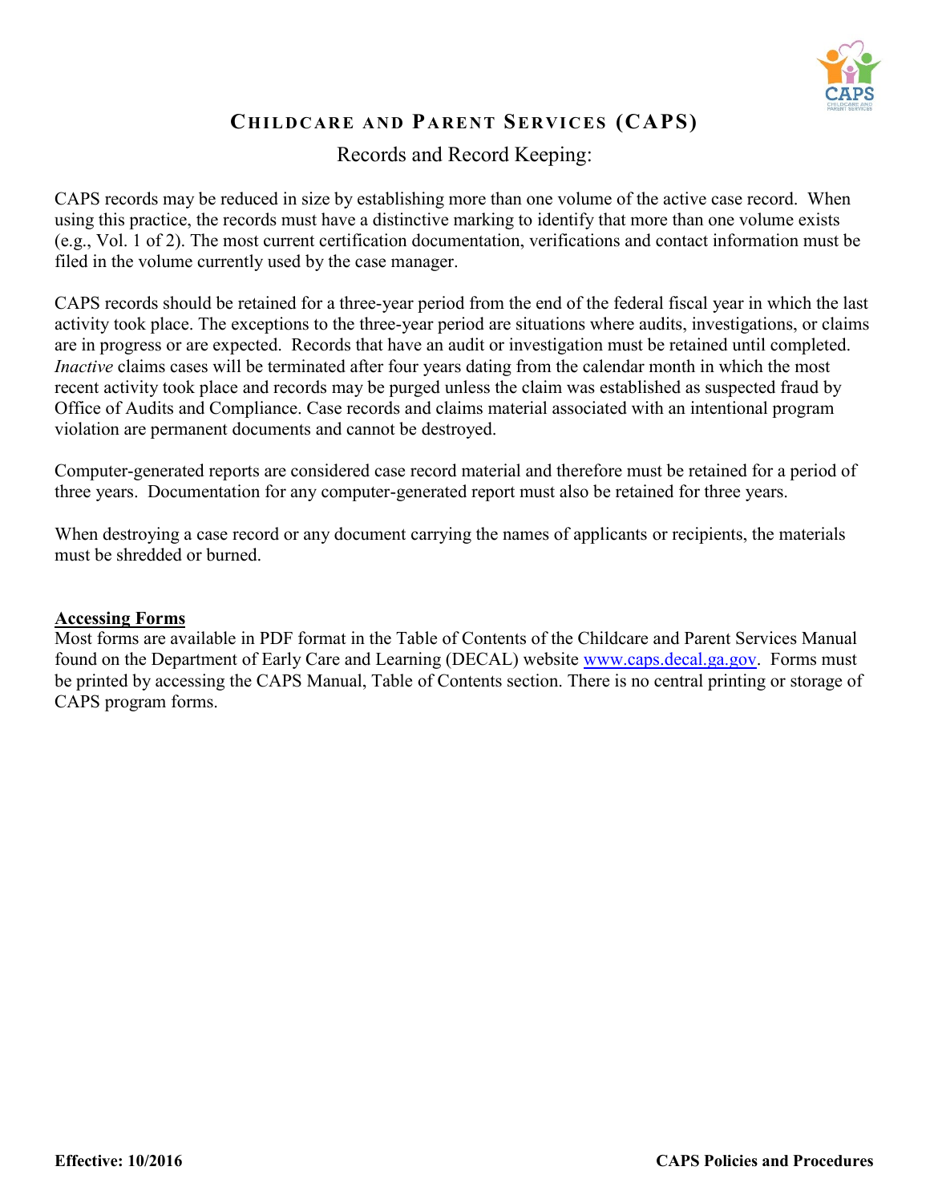## CHILDCARE AND PARENT SERVICES (CAPS)

### Records and Record Keeping:

CAPS records may be reduced in size by establishing more than one volume of the active case record. When using this practice, the records must have a distinctive marking to identify that more than one volume exists (e.g., Vol. 1 of 2). The most current certification documentation, verifications and contact information must be filed in the volume currently used by the case manager.

CAPS records should be retained for a three-year period from the end of the federal fiscal year in which the last activity took place. The exceptions to the three-year period are situations where audits, investigations, or claims are in progress or are expected. Records that have an audit or investigation must be retained until completed. *Inactive* claims cases will be terminated after four years dating from the calendar month in which the most recent activity took place and records may be purged unless the claim was established as suspected fraud by Office of Audits and Compliance. Case records and claims material associated with an intentional program violation are permanent documents and cannot be destroyed.

Computer-generated reports are considered case record material and therefore must be retained for a period of three years. Documentation for any computer-generated report must also be retained for three years.

When destroying a case record or any document carrying the names of applicants or recipients, the materials must be shredded or burned.

**Accessing Forms**

Most forms are available in PDF format in the Table of Contents of the Childcare and Parent Services Manual found on the Department of Early Care and Learning (DECAL) website www.caps.decal.ga.gov. Forms must be printed by accessing the CAPS Manual, Table of Contents section. There is no central printing or storage of CAPS program forms.